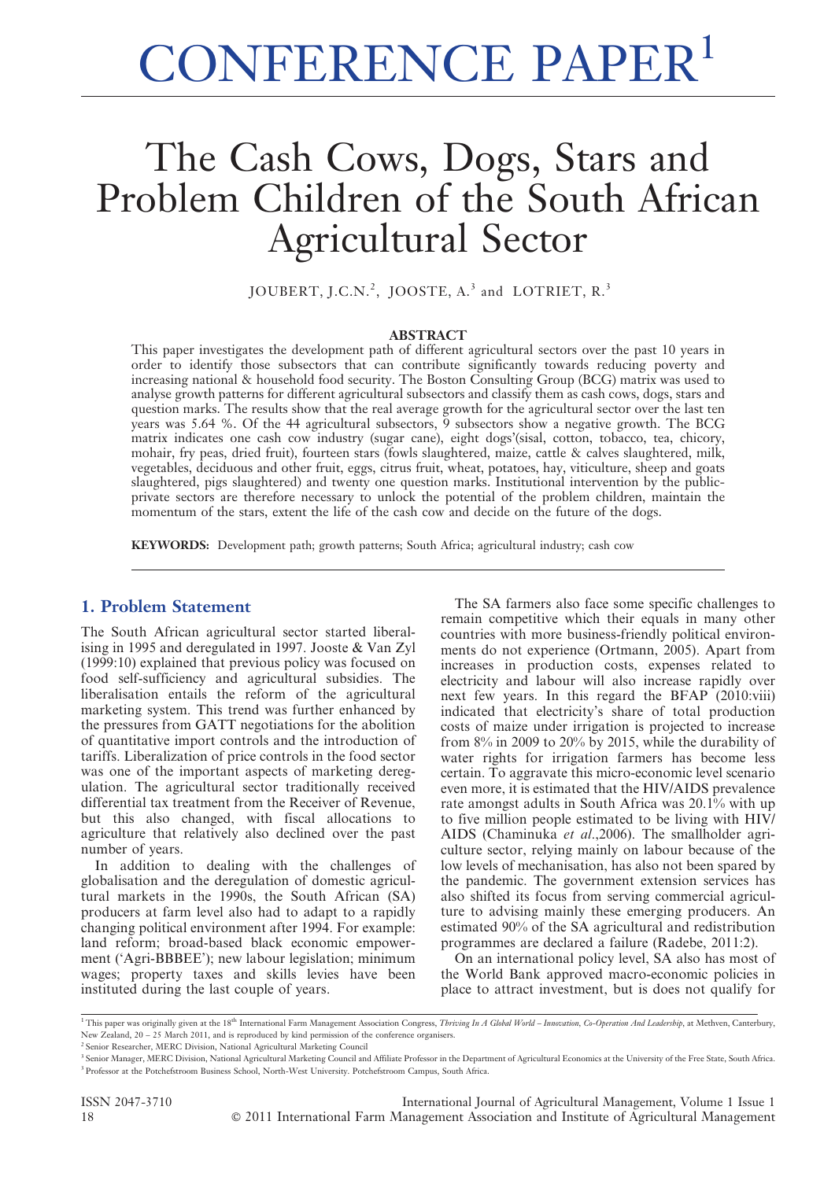# CONFERENCE PAPER[1]

# The Cash Cows, Dogs, Stars and Problem Children of the South African Agricultural Sector

JOUBERT, J.C.N.[2], JOOSTE, A.[3] and LOTRIET, R.[3]

### ABSTRACT

This paper investigates the development path of different agricultural sectors over the past 10 years in order to identify those subsectors that can contribute significantly towards reducing poverty and increasing national & household food security. The Boston Consulting Group (BCG) matrix was used to analyse growth patterns for different agricultural subsectors and classify them as cash cows, dogs, stars and question marks. The results show that the real average growth for the agricultural sector over the last ten years was 5.64 %. Of the 44 agricultural subsectors, 9 subsectors show a negative growth. The BCG matrix indicates one cash cow industry (sugar cane), eight dogs'(sisal, cotton, tobacco, tea, chicory, mohair, fry peas, dried fruit), fourteen stars (fowls slaughtered, maize, cattle & calves slaughtered, milk, vegetables, deciduous and other fruit, eggs, citrus fruit, wheat, potatoes, hay, viticulture, sheep and goats slaughtered, pigs slaughtered) and twenty one question marks. Institutional intervention by the public-private sectors are therefore necessary to unlock the potential of the problem children, maintain the momentum of the stars, extent the life of the cash cow and decide on the future of the dogs.

**KEYWORDS:** Development path; growth patterns; South Africa; agricultural industry; cash cow

## 1. Problem Statement

The South African agricultural sector started liberalising in 1995 and deregulated in 1997. Jooste & Van Zyl (1999:10) explained that previous policy was focused on food self-sufficiency and agricultural subsidies. The liberalisation entails the reform of the agricultural marketing system. This trend was further enhanced by the pressures from GATT negotiations for the abolition of quantitative import controls and the introduction of tariffs. Liberalization of price controls in the food sector was one of the important aspects of marketing deregulation. The agricultural sector traditionally received differential tax treatment from the Receiver of Revenue, but this also changed, with fiscal allocations to agriculture that relatively also declined over the past number of years.

In addition to dealing with the challenges of globalisation and the deregulation of domestic agricultural markets in the 1990s, the South African (SA) producers at farm level also had to adapt to a rapidly changing political environment after 1994. For example: land reform; broad-based black economic empowerment ('Agri-BBBEE'); new labour legislation; minimum wages; property taxes and skills levies have been instituted during the last couple of years.

The SA farmers also face some specific challenges to remain competitive which their equals in many other countries with more business-friendly political environments do not experience (Ortmann, 2005). Apart from increases in production costs, expenses related to electricity and labour will also increase rapidly over next few years. In this regard the BFAP (2010:viii) indicated that electricity's share of total production costs of maize under irrigation is projected to increase from 8% in 2009 to 20% by 2015, while the durability of water rights for irrigation farmers has become less certain. To aggravate this micro-economic level scenario even more, it is estimated that the HIV/AIDS prevalence rate amongst adults in South Africa was 20.1% with up to five million people estimated to be living with HIV/AIDS (Chaminuka *et al*.,2006). The smallholder agriculture sector, relying mainly on labour because of the low levels of mechanisation, has also not been spared by the pandemic. The government extension services has also shifted its focus from serving commercial agriculture to advising mainly these emerging producers. An estimated 90% of the SA agricultural and redistribution programmes are declared a failure (Radebe, 2011:2).

On an international policy level, SA also has most of the World Bank approved macro-economic policies in place to attract investment, but is does not qualify for

---

[1] This paper was originally given at the 18th International Farm Management Association Congress, *Thriving In A Global World – Innovation, Co-Operation And Leadership*, at Methven, Canterbury, New Zealand, 20 – 25 March 2011, and is reproduced by kind permission of the conference organisers.

[2] Senior Researcher, MERC Division, National Agricultural Marketing Council

[3] Senior Manager, MERC Division, National Agricultural Marketing Council and Affiliate Professor in the Department of Agricultural Economics at the University of the Free State, South Africa.

[3] Professor at the Potchefstroom Business School, North-West University. Potchefstroom Campus, South Africa.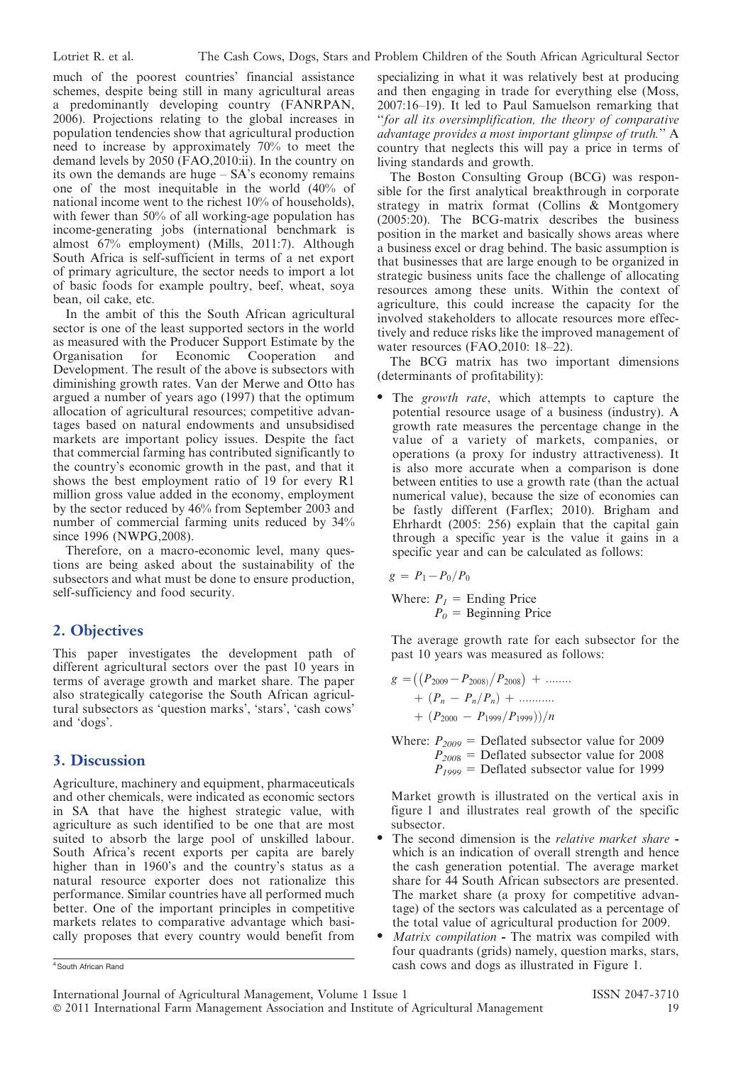much of the poorest countries' financial assistance schemes, despite being still in many agricultural areas a predominantly developing country (FANRPAN, 2006). Projections relating to the global increases in population tendencies show that agricultural production need to increase by approximately 70% to meet the demand levels by 2050 (FAO,2010:ii). In the country on its own the demands are huge – SA's economy remains one of the most inequitable in the world (40% of national income went to the richest 10% of households), with fewer than 50% of all working-age population has income-generating jobs (international benchmark is almost 67% employment) (Mills, 2011:7). Although South Africa is self-sufficient in terms of a net export of primary agriculture, the sector needs to import a lot of basic foods for example poultry, beef, wheat, soya bean, oil cake, etc.

In the ambit of this the South African agricultural sector is one of the least supported sectors in the world as measured with the Producer Support Estimate by the Organisation for Economic Cooperation and Development. The result of the above is subsectors with diminishing growth rates. Van der Merwe and Otto has argued a number of years ago (1997) that the optimum allocation of agricultural resources; competitive advantages based on natural endowments and unsubsidised markets are important policy issues. Despite the fact that commercial farming has contributed significantly to the country's economic growth in the past, and that it shows the best employment ratio of 19 for every R1 million gross value added in the economy, employment by the sector reduced by 46% from September 2003 and number of commercial farming units reduced by 34% since 1996 (NWPG,2008).

Therefore, on a macro-economic level, many questions are being asked about the sustainability of the subsectors and what must be done to ensure production, self-sufficiency and food security.

## 2. Objectives

This paper investigates the development path of different agricultural sectors over the past 10 years in terms of average growth and market share. The paper also strategically categorise the South African agricultural subsectors as 'question marks', 'stars', 'cash cows' and 'dogs'.

## 3. Discussion

Agriculture, machinery and equipment, pharmaceuticals and other chemicals, were indicated as economic sectors in SA that have the highest strategic value, with agriculture as such identified to be one that are most suited to absorb the large pool of unskilled labour. South Africa's recent exports per capita are barely higher than in 1960's and the country's status as a natural resource exporter does not rationalize this performance. Similar countries have all performed much better. One of the important principles in competitive markets relates to comparative advantage which basically proposes that every country would benefit from specializing in what it was relatively best at producing and then engaging in trade for everything else (Moss, 2007:16–19). It led to Paul Samuelson remarking that "*for all its oversimplification, the theory of comparative advantage provides a most important glimpse of truth.*" A country that neglects this will pay a price in terms of living standards and growth.

The Boston Consulting Group (BCG) was responsible for the first analytical breakthrough in corporate strategy in matrix format (Collins & Montgomery (2005:20). The BCG-matrix describes the business position in the market and basically shows areas where a business excel or drag behind. The basic assumption is that businesses that are large enough to be organized in strategic business units face the challenge of allocating resources among these units. Within the context of agriculture, this could increase the capacity for the involved stakeholders to allocate resources more effectively and reduce risks like the improved management of water resources (FAO,2010: 18–22).

The BCG matrix has two important dimensions (determinants of profitability):

- The *growth rate*, which attempts to capture the potential resource usage of a business (industry). A growth rate measures the percentage change in the value of a variety of markets, companies, or operations (a proxy for industry attractiveness). It is also more accurate when a comparison is done between entities to use a growth rate (than the actual numerical value), because the size of economies can be fastly different (Farflex; 2010). Brigham and Ehrhardt (2005: 256) explain that the capital gain through a specific year is the value it gains in a specific year and can be calculated as follows:

$$g = P_1 - P_0/P_0$$

Where: $P_1$ = Ending Price
$P_0$ = Beginning Price

The average growth rate for each subsector for the past 10 years was measured as follows:

$$g = \left((P_{2009} - P_{2008)}/P_{2008}\right) + \ldots\ldots + (P_n - P_n/P_n) + \ldots\ldots\ldots + (P_{2000} - P_{1999}/P_{1999}))/n$$

Where: $P_{2009}$ = Deflated subsector value for 2009
$P_{2008}$ = Deflated subsector value for 2008
$P_{1999}$ = Deflated subsector value for 1999

Market growth is illustrated on the vertical axis in figure 1 and illustrates real growth of the specific subsector.

- The second dimension is the *relative market share* - which is an indication of overall strength and hence the cash generation potential. The average market share for 44 South African subsectors are presented. The market share (a proxy for competitive advantage) of the sectors was calculated as a percentage of the total value of agricultural production for 2009.
- *Matrix compilation* - The matrix was compiled with four quadrants (grids) namely, question marks, stars, cash cows and dogs as illustrated in Figure 1.

[4] South African Rand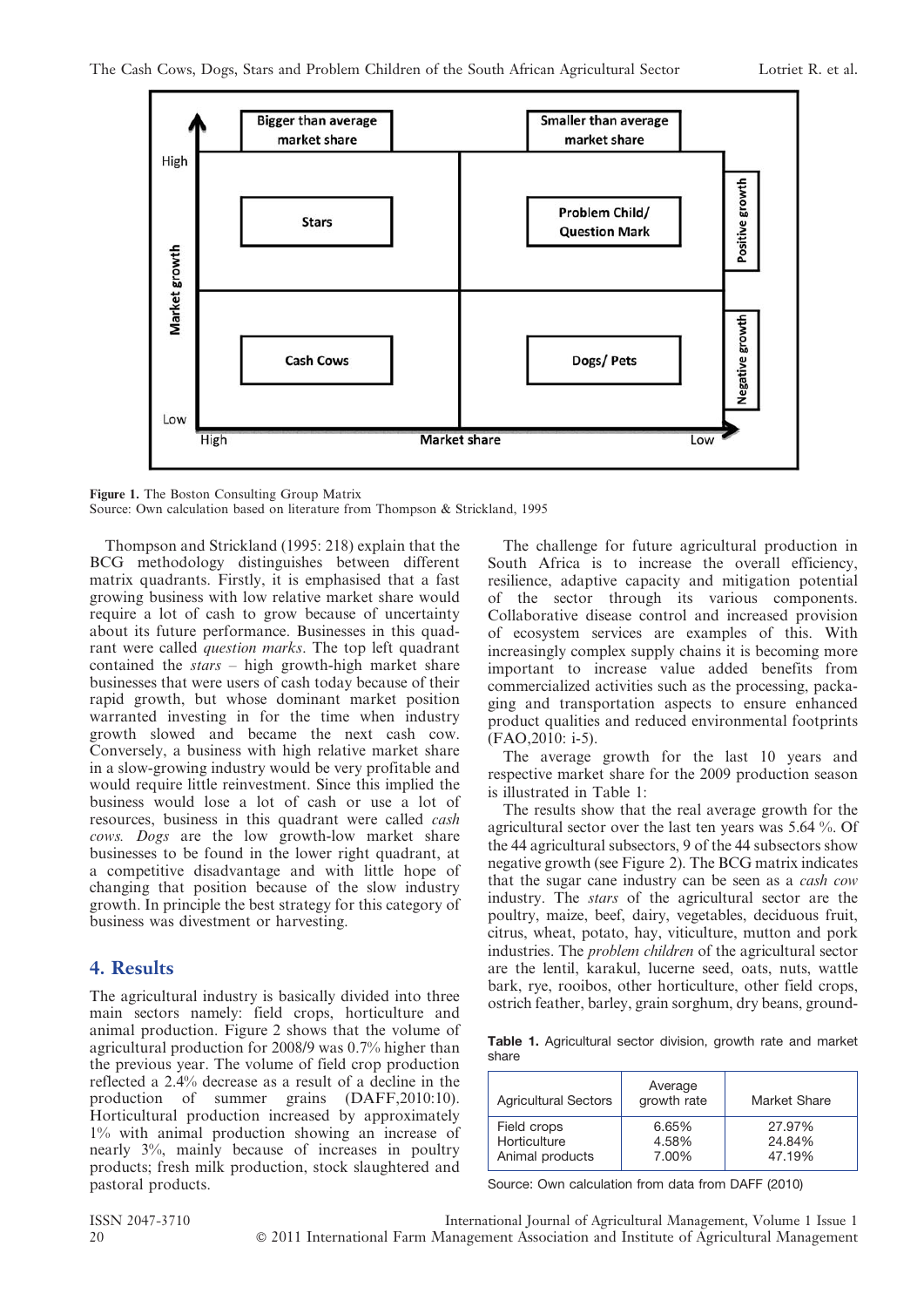**Figure 1.** The Boston Consulting Group Matrix
Source: Own calculation based on literature from Thompson & Strickland, 1995

Thompson and Strickland (1995: 218) explain that the BCG methodology distinguishes between different matrix quadrants. Firstly, it is emphasised that a fast growing business with low relative market share would require a lot of cash to grow because of uncertainty about its future performance. Businesses in this quadrant were called *question marks*. The top left quadrant contained the *stars* – high growth-high market share businesses that were users of cash today because of their rapid growth, but whose dominant market position warranted investing in for the time when industry growth slowed and became the next cash cow. Conversely, a business with high relative market share in a slow-growing industry would be very profitable and would require little reinvestment. Since this implied the business would lose a lot of cash or use a lot of resources, business in this quadrant were called *cash cows*. *Dogs* are the low growth-low market share businesses to be found in the lower right quadrant, at a competitive disadvantage and with little hope of changing that position because of the slow industry growth. In principle the best strategy for this category of business was divestment or harvesting.

## 4. Results

The agricultural industry is basically divided into three main sectors namely: field crops, horticulture and animal production. Figure 2 shows that the volume of agricultural production for 2008/9 was 0.7% higher than the previous year. The volume of field crop production reflected a 2.4% decrease as a result of a decline in the production of summer grains (DAFF,2010:10). Horticultural production increased by approximately 1% with animal production showing an increase of nearly 3%, mainly because of increases in poultry products; fresh milk production, stock slaughtered and pastoral products.

The challenge for future agricultural production in South Africa is to increase the overall efficiency, resilience, adaptive capacity and mitigation potential of the sector through its various components. Collaborative disease control and increased provision of ecosystem services are examples of this. With increasingly complex supply chains it is becoming more important to increase value added benefits from commercialized activities such as the processing, packaging and transportation aspects to ensure enhanced product qualities and reduced environmental footprints (FAO,2010: i-5).

The average growth for the last 10 years and respective market share for the 2009 production season is illustrated in Table 1:

The results show that the real average growth for the agricultural sector over the last ten years was 5.64 %. Of the 44 agricultural subsectors, 9 of the 44 subsectors show negative growth (see Figure 2). The BCG matrix indicates that the sugar cane industry can be seen as a *cash cow* industry. The *stars* of the agricultural sector are the poultry, maize, beef, dairy, vegetables, deciduous fruit, citrus, wheat, potato, hay, viticulture, mutton and pork industries. The *problem children* of the agricultural sector are the lentil, karakul, lucerne seed, oats, nuts, wattle bark, rye, rooibos, other horticulture, other field crops, ostrich feather, barley, grain sorghum, dry beans, ground-

**Table 1.** Agricultural sector division, growth rate and market share

| Agricultural Sectors | Average growth rate | Market Share |
|---|---|---|
| Field crops | 6.65% | 27.97% |
| Horticulture | 4.58% | 24.84% |
| Animal products | 7.00% | 47.19% |

Source: Own calculation from data from DAFF (2010)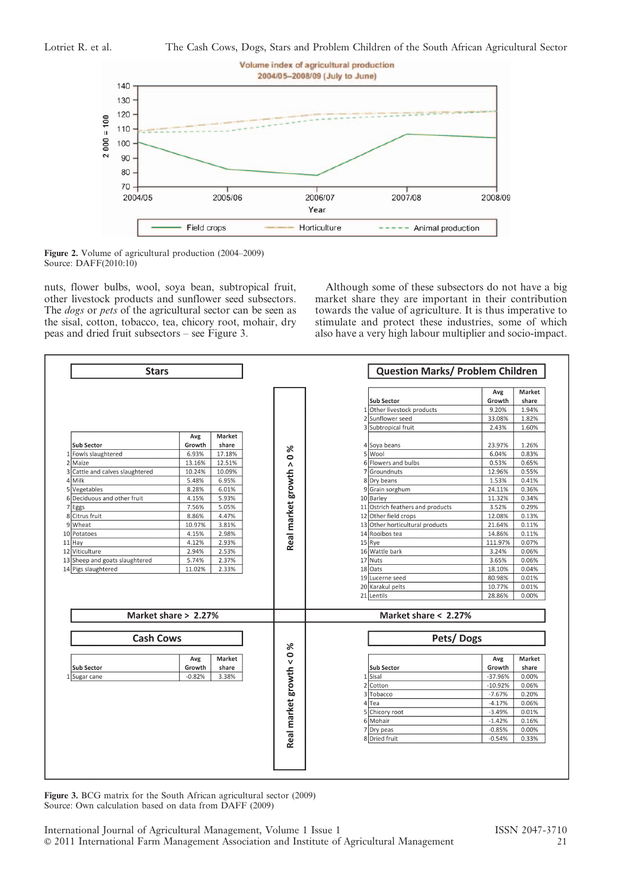Figure 2. Volume of agricultural production (2004–2009)
Source: DAFF(2010:10)

nuts, flower bulbs, wool, soya bean, subtropical fruit, other livestock products and sunflower seed subsectors. The *dogs* or *pets* of the agricultural sector can be seen as the sisal, cotton, tobacco, tea, chicory root, mohair, dry peas and dried fruit subsectors – see Figure 3.

Although some of these subsectors do not have a big market share they are important in their contribution towards the value of agriculture. It is thus imperative to stimulate and protect these industries, some of which also have a very high labour multiplier and socio-impact.

**Stars** (Real market growth > 0 %; Market share > 2.27%)

| | Sub Sector | Avg Growth | Market share |
|---|---|---|---|
| 1 | Fowls slaughtered | 6.93% | 17.18% |
| 2 | Maize | 13.16% | 12.51% |
| 3 | Cattle and calves slaughtered | 10.24% | 10.09% |
| 4 | Milk | 5.48% | 6.95% |
| 5 | Vegetables | 8.28% | 6.01% |
| 6 | Deciduous and other fruit | 4.15% | 5.93% |
| 7 | Eggs | 7.56% | 5.05% |
| 8 | Citrus fruit | 8.86% | 4.47% |
| 9 | Wheat | 10.97% | 3.81% |
| 10 | Potatoes | 4.15% | 2.98% |
| 11 | Hay | 4.12% | 2.93% |
| 12 | Viticulture | 2.94% | 2.53% |
| 13 | Sheep and goats slaughtered | 5.74% | 2.37% |
| 14 | Pigs slaughtered | 11.02% | 2.33% |

**Question Marks/ Problem Children** (Real market growth > 0 %; Market share < 2.27%)

| | Sub Sector | Avg Growth | Market share |
|---|---|---|---|
| 1 | Other livestock products | 9.20% | 1.94% |
| 2 | Sunflower seed | 33.08% | 1.82% |
| 3 | Subtropical fruit | 2.43% | 1.60% |
| 4 | Soya beans | 23.97% | 1.26% |
| 5 | Wool | 6.04% | 0.83% |
| 6 | Flowers and bulbs | 0.53% | 0.65% |
| 7 | Groundnuts | 12.96% | 0.55% |
| 8 | Dry beans | 1.53% | 0.41% |
| 9 | Grain sorghum | 24.11% | 0.36% |
| 10 | Barley | 11.32% | 0.34% |
| 11 | Ostrich feathers and products | 3.52% | 0.29% |
| 12 | Other field crops | 12.08% | 0.13% |
| 13 | Other horticultural products | 21.64% | 0.11% |
| 14 | Rooibos tea | 14.86% | 0.11% |
| 15 | Rye | 111.97% | 0.07% |
| 16 | Wattle bark | 3.24% | 0.06% |
| 17 | Nuts | 3.65% | 0.06% |
| 18 | Oats | 18.10% | 0.04% |
| 19 | Lucerne seed | 80.98% | 0.01% |
| 20 | Karakul pelts | 10.77% | 0.01% |
| 21 | Lentils | 28.86% | 0.00% |

**Cash Cows** (Real market growth < 0 %; Market share > 2.27%)

| | Sub Sector | Avg Growth | Market share |
|---|---|---|---|
| 1 | Sugar cane | -0.82% | 3.38% |

**Pets/ Dogs** (Real market growth < 0 %; Market share < 2.27%)

| | Sub Sector | Avg Growth | Market share |
|---|---|---|---|
| 1 | Sisal | -37.96% | 0.00% |
| 2 | Cotton | -10.92% | 0.06% |
| 3 | Tobacco | -7.67% | 0.20% |
| 4 | Tea | -4.17% | 0.06% |
| 5 | Chicory root | -3.49% | 0.01% |
| 6 | Mohair | -1.42% | 0.16% |
| 7 | Dry peas | -0.85% | 0.00% |
| 8 | Dried fruit | -0.54% | 0.33% |

Figure 3. BCG matrix for the South African agricultural sector (2009)
Source: Own calculation based on data from DAFF (2009)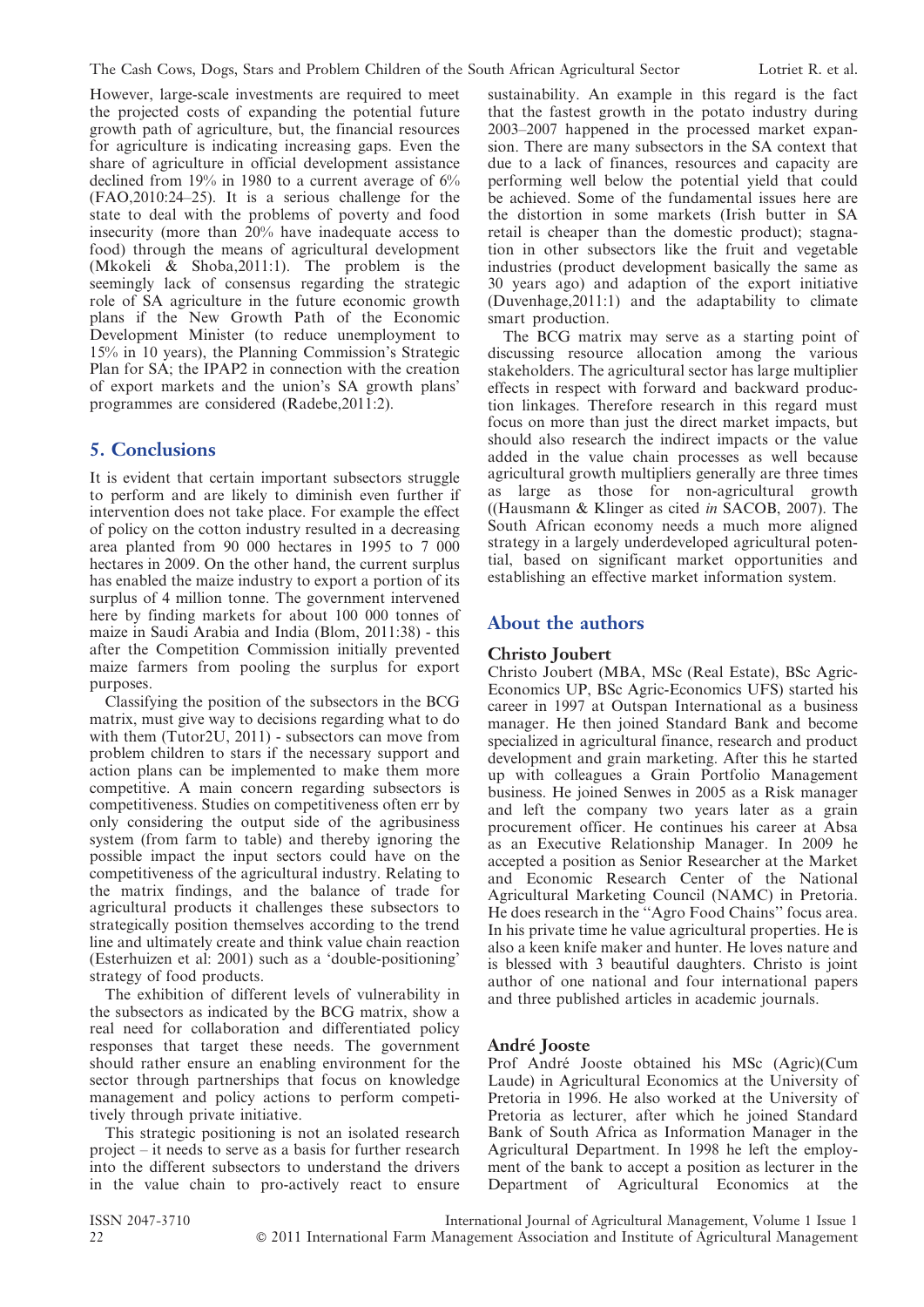However, large-scale investments are required to meet the projected costs of expanding the potential future growth path of agriculture, but, the financial resources for agriculture is indicating increasing gaps. Even the share of agriculture in official development assistance declined from 19% in 1980 to a current average of 6% (FAO,2010:24–25). It is a serious challenge for the state to deal with the problems of poverty and food insecurity (more than 20% have inadequate access to food) through the means of agricultural development (Mkokeli & Shoba,2011:1). The problem is the seemingly lack of consensus regarding the strategic role of SA agriculture in the future economic growth plans if the New Growth Path of the Economic Development Minister (to reduce unemployment to 15% in 10 years), the Planning Commission's Strategic Plan for SA; the IPAP2 in connection with the creation of export markets and the union's SA growth plans' programmes are considered (Radebe,2011:2).

## 5. Conclusions

It is evident that certain important subsectors struggle to perform and are likely to diminish even further if intervention does not take place. For example the effect of policy on the cotton industry resulted in a decreasing area planted from 90 000 hectares in 1995 to 7 000 hectares in 2009. On the other hand, the current surplus has enabled the maize industry to export a portion of its surplus of 4 million tonne. The government intervened here by finding markets for about 100 000 tonnes of maize in Saudi Arabia and India (Blom, 2011:38) - this after the Competition Commission initially prevented maize farmers from pooling the surplus for export purposes.

Classifying the position of the subsectors in the BCG matrix, must give way to decisions regarding what to do with them (Tutor2U, 2011) - subsectors can move from problem children to stars if the necessary support and action plans can be implemented to make them more competitive. A main concern regarding subsectors is competitiveness. Studies on competitiveness often err by only considering the output side of the agribusiness system (from farm to table) and thereby ignoring the possible impact the input sectors could have on the competitiveness of the agricultural industry. Relating to the matrix findings, and the balance of trade for agricultural products it challenges these subsectors to strategically position themselves according to the trend line and ultimately create and think value chain reaction (Esterhuizen et al: 2001) such as a 'double-positioning' strategy of food products.

The exhibition of different levels of vulnerability in the subsectors as indicated by the BCG matrix, show a real need for collaboration and differentiated policy responses that target these needs. The government should rather ensure an enabling environment for the sector through partnerships that focus on knowledge management and policy actions to perform competitively through private initiative.

This strategic positioning is not an isolated research project – it needs to serve as a basis for further research into the different subsectors to understand the drivers in the value chain to pro-actively react to ensure sustainability. An example in this regard is the fact that the fastest growth in the potato industry during 2003–2007 happened in the processed market expansion. There are many subsectors in the SA context that due to a lack of finances, resources and capacity are performing well below the potential yield that could be achieved. Some of the fundamental issues here are the distortion in some markets (Irish butter in SA retail is cheaper than the domestic product); stagnation in other subsectors like the fruit and vegetable industries (product development basically the same as 30 years ago) and adaption of the export initiative (Duvenhage,2011:1) and the adaptability to climate smart production.

The BCG matrix may serve as a starting point of discussing resource allocation among the various stakeholders. The agricultural sector has large multiplier effects in respect with forward and backward production linkages. Therefore research in this regard must focus on more than just the direct market impacts, but should also research the indirect impacts or the value added in the value chain processes as well because agricultural growth multipliers generally are three times as large as those for non-agricultural growth ((Hausmann & Klinger as cited *in* SACOB, 2007). The South African economy needs a much more aligned strategy in a largely underdeveloped agricultural potential, based on significant market opportunities and establishing an effective market information system.

## About the authors

### Christo Joubert

Christo Joubert (MBA, MSc (Real Estate), BSc Agric-Economics UP, BSc Agric-Economics UFS) started his career in 1997 at Outspan International as a business manager. He then joined Standard Bank and become specialized in agricultural finance, research and product development and grain marketing. After this he started up with colleagues a Grain Portfolio Management business. He joined Senwes in 2005 as a Risk manager and left the company two years later as a grain procurement officer. He continues his career at Absa as an Executive Relationship Manager. In 2009 he accepted a position as Senior Researcher at the Market and Economic Research Center of the National Agricultural Marketing Council (NAMC) in Pretoria. He does research in the "Agro Food Chains" focus area. In his private time he value agricultural properties. He is also a keen knife maker and hunter. He loves nature and is blessed with 3 beautiful daughters. Christo is joint author of one national and four international papers and three published articles in academic journals.

### André Jooste

Prof André Jooste obtained his MSc (Agric)(Cum Laude) in Agricultural Economics at the University of Pretoria in 1996. He also worked at the University of Pretoria as lecturer, after which he joined Standard Bank of South Africa as Information Manager in the Agricultural Department. In 1998 he left the employment of the bank to accept a position as lecturer in the Department of Agricultural Economics at the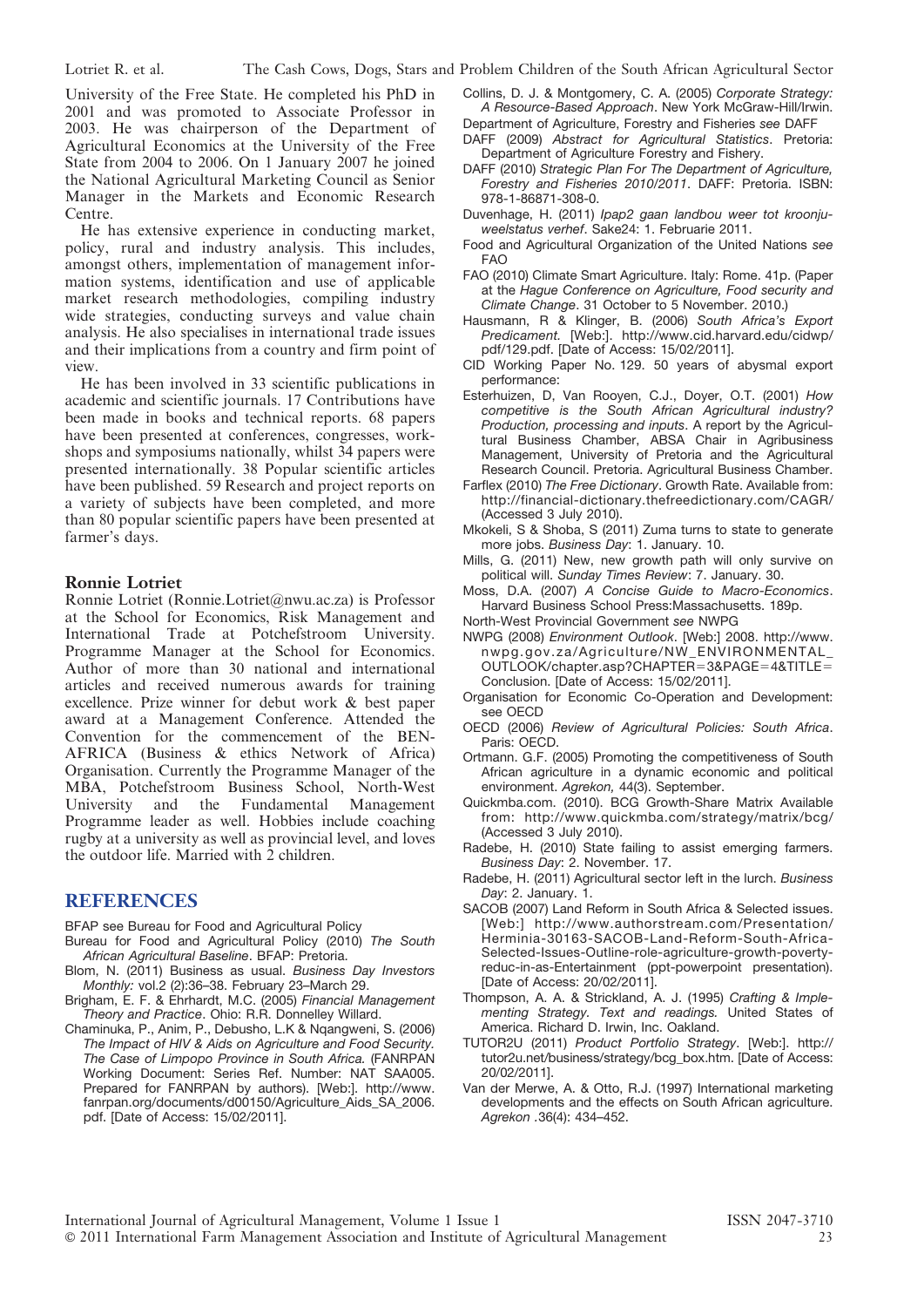University of the Free State. He completed his PhD in 2001 and was promoted to Associate Professor in 2003. He was chairperson of the Department of Agricultural Economics at the University of the Free State from 2004 to 2006. On 1 January 2007 he joined the National Agricultural Marketing Council as Senior Manager in the Markets and Economic Research Centre.

He has extensive experience in conducting market, policy, rural and industry analysis. This includes, amongst others, implementation of management information systems, identification and use of applicable market research methodologies, compiling industry wide strategies, conducting surveys and value chain analysis. He also specialises in international trade issues and their implications from a country and firm point of view.

He has been involved in 33 scientific publications in academic and scientific journals. 17 Contributions have been made in books and technical reports. 68 papers have been presented at conferences, congresses, workshops and symposiums nationally, whilst 34 papers were presented internationally. 38 Popular scientific articles have been published. 59 Research and project reports on a variety of subjects have been completed, and more than 80 popular scientific papers have been presented at farmer's days.

### Ronnie Lotriet

Ronnie Lotriet (Ronnie.Lotriet@nwu.ac.za) is Professor at the School for Economics, Risk Management and International Trade at Potchefstroom University. Programme Manager at the School for Economics. Author of more than 30 national and international articles and received numerous awards for training excellence. Prize winner for debut work & best paper award at a Management Conference. Attended the Convention for the commencement of the BEN-AFRICA (Business & ethics Network of Africa) Organisation. Currently the Programme Manager of the MBA, Potchefstroom Business School, North-West University and the Fundamental Management Programme leader as well. Hobbies include coaching rugby at a university as well as provincial level, and loves the outdoor life. Married with 2 children.

## REFERENCES

BFAP see Bureau for Food and Agricultural Policy

Bureau for Food and Agricultural Policy (2010) *The South African Agricultural Baseline*. BFAP: Pretoria.

Blom, N. (2011) Business as usual. *Business Day Investors Monthly:* vol.2 (2):36–38. February 23–March 29.

Brigham, E. F. & Ehrhardt, M.C. (2005) *Financial Management Theory and Practice*. Ohio: R.R. Donnelley Willard.

Chaminuka, P., Anim, P., Debusho, L.K & Nqangweni, S. (2006) *The Impact of HIV & Aids on Agriculture and Food Security. The Case of Limpopo Province in South Africa.* (FANRPAN Working Document: Series Ref. Number: NAT SAA005. Prepared for FANRPAN by authors). [Web:]. http://www.fanrpan.org/documents/d00150/Agriculture_Aids_SA_2006.pdf. [Date of Access: 15/02/2011].

Collins, D. J. & Montgomery, C. A. (2005) *Corporate Strategy: A Resource-Based Approach*. New York McGraw-Hill/Irwin.

Department of Agriculture, Forestry and Fisheries *see* DAFF

DAFF (2009) *Abstract for Agricultural Statistics*. Pretoria: Department of Agriculture Forestry and Fishery.

DAFF (2010) *Strategic Plan For The Department of Agriculture, Forestry and Fisheries 2010/2011*. DAFF: Pretoria. ISBN: 978-1-86871-308-0.

Duvenhage, H. (2011) *Ipap2 gaan landbou weer tot kroonjuweelstatus verhef*. Sake24: 1. Februarie 2011.

Food and Agricultural Organization of the United Nations *see* FAO

FAO (2010) Climate Smart Agriculture. Italy: Rome. 41p. (Paper at the *Hague Conference on Agriculture, Food security and Climate Change*. 31 October to 5 November. 2010.)

Hausmann, R & Klinger, B. (2006) *South Africa's Export Predicament.* [Web:]. http://www.cid.harvard.edu/cidwp/pdf/129.pdf. [Date of Access: 15/02/2011].

CID Working Paper No. 129. 50 years of abysmal export performance:

Esterhuizen, D, Van Rooyen, C.J., Doyer, O.T. (2001) *How competitive is the South African Agricultural industry? Production, processing and inputs*. A report by the Agricultural Business Chamber, ABSA Chair in Agribusiness Management, University of Pretoria and the Agricultural Research Council. Pretoria. Agricultural Business Chamber.

Farflex (2010) *The Free Dictionary*. Growth Rate. Available from: http://financial-dictionary.thefreedictionary.com/CAGR/ (Accessed 3 July 2010).

Mkokeli, S & Shoba, S (2011) Zuma turns to state to generate more jobs. *Business Day*: 1. January. 10.

Mills, G. (2011) New, new growth path will only survive on political will. *Sunday Times Review*: 7. January. 30.

Moss, D.A. (2007) *A Concise Guide to Macro-Economics*. Harvard Business School Press:Massachusetts. 189p.

North-West Provincial Government *see* NWPG

NWPG (2008) *Environment Outlook*. [Web:] 2008. http://www.nwpg.gov.za/Agriculture/NW_ENVIRONMENTAL_OUTLOOK/chapter.asp?CHAPTER=3&PAGE=4&TITLE=Conclusion. [Date of Access: 15/02/2011].

Organisation for Economic Co-Operation and Development: see OECD

OECD (2006) *Review of Agricultural Policies: South Africa*. Paris: OECD.

Ortmann. G.F. (2005) Promoting the competitiveness of South African agriculture in a dynamic economic and political environment. *Agrekon,* 44(3). September.

Quickmba.com. (2010). BCG Growth-Share Matrix Available from: http://www.quickmba.com/strategy/matrix/bcg/ (Accessed 3 July 2010).

Radebe, H. (2010) State failing to assist emerging farmers. *Business Day*: 2. November. 17.

Radebe, H. (2011) Agricultural sector left in the lurch. *Business Day*: 2. January. 1.

SACOB (2007) Land Reform in South Africa & Selected issues. [Web:] http://www.authorstream.com/Presentation/Herminia-30163-SACOB-Land-Reform-South-Africa-Selected-Issues-Outline-role-agriculture-growth-poverty-reduc-in-as-Entertainment (ppt-powerpoint presentation). [Date of Access: 20/02/2011].

Thompson, A. A. & Strickland, A. J. (1995) *Crafting & Implementing Strategy. Text and readings.* United States of America. Richard D. Irwin, Inc. Oakland.

TUTOR2U (2011) *Product Portfolio Strategy*. [Web:]. http://tutor2u.net/business/strategy/bcg_box.htm. [Date of Access: 20/02/2011].

Van der Merwe, A. & Otto, R.J. (1997) International marketing developments and the effects on South African agriculture. *Agrekon* .36(4): 434–452.